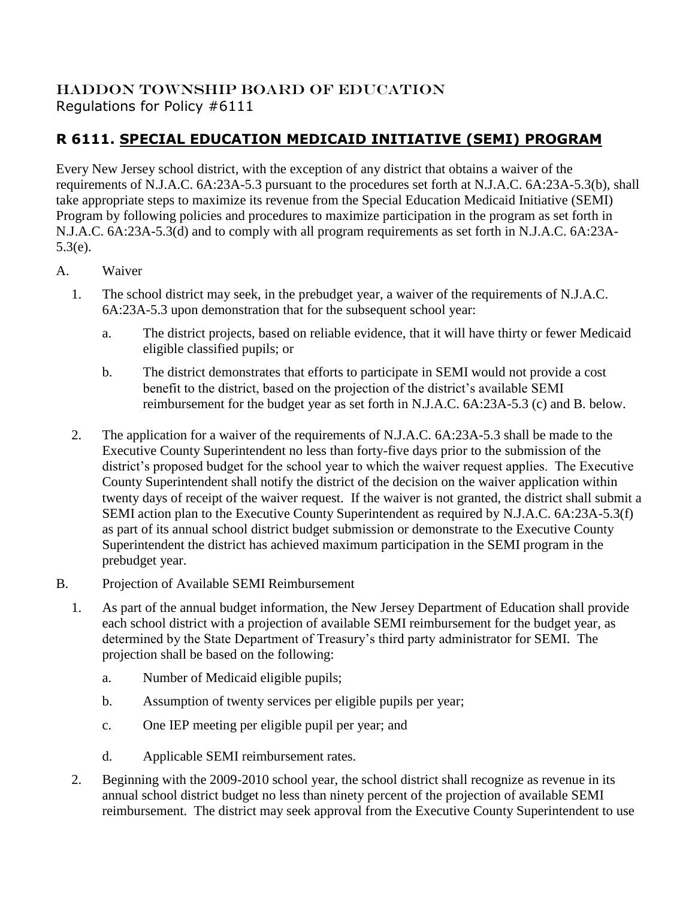## HADDON TOWNSHIP BOARD OF EDUCATION
Regulations for Policy #6111

## R 6111. SPECIAL EDUCATION MEDICAID INITIATIVE (SEMI) PROGRAM

Every New Jersey school district, with the exception of any district that obtains a waiver of the requirements of N.J.A.C. 6A:23A-5.3 pursuant to the procedures set forth at N.J.A.C. 6A:23A-5.3(b), shall take appropriate steps to maximize its revenue from the Special Education Medicaid Initiative (SEMI) Program by following policies and procedures to maximize participation in the program as set forth in N.J.A.C. 6A:23A-5.3(d) and to comply with all program requirements as set forth in N.J.A.C. 6A:23A-5.3(e).

A. Waiver

1. The school district may seek, in the prebudget year, a waiver of the requirements of N.J.A.C. 6A:23A-5.3 upon demonstration that for the subsequent school year:

   a. The district projects, based on reliable evidence, that it will have thirty or fewer Medicaid eligible classified pupils; or

   b. The district demonstrates that efforts to participate in SEMI would not provide a cost benefit to the district, based on the projection of the district's available SEMI reimbursement for the budget year as set forth in N.J.A.C. 6A:23A-5.3 (c) and B. below.

2. The application for a waiver of the requirements of N.J.A.C. 6A:23A-5.3 shall be made to the Executive County Superintendent no less than forty-five days prior to the submission of the district's proposed budget for the school year to which the waiver request applies. The Executive County Superintendent shall notify the district of the decision on the waiver application within twenty days of receipt of the waiver request. If the waiver is not granted, the district shall submit a SEMI action plan to the Executive County Superintendent as required by N.J.A.C. 6A:23A-5.3(f) as part of its annual school district budget submission or demonstrate to the Executive County Superintendent the district has achieved maximum participation in the SEMI program in the prebudget year.

B. Projection of Available SEMI Reimbursement

1. As part of the annual budget information, the New Jersey Department of Education shall provide each school district with a projection of available SEMI reimbursement for the budget year, as determined by the State Department of Treasury's third party administrator for SEMI. The projection shall be based on the following:

   a. Number of Medicaid eligible pupils;

   b. Assumption of twenty services per eligible pupils per year;

   c. One IEP meeting per eligible pupil per year; and

   d. Applicable SEMI reimbursement rates.

2. Beginning with the 2009-2010 school year, the school district shall recognize as revenue in its annual school district budget no less than ninety percent of the projection of available SEMI reimbursement. The district may seek approval from the Executive County Superintendent to use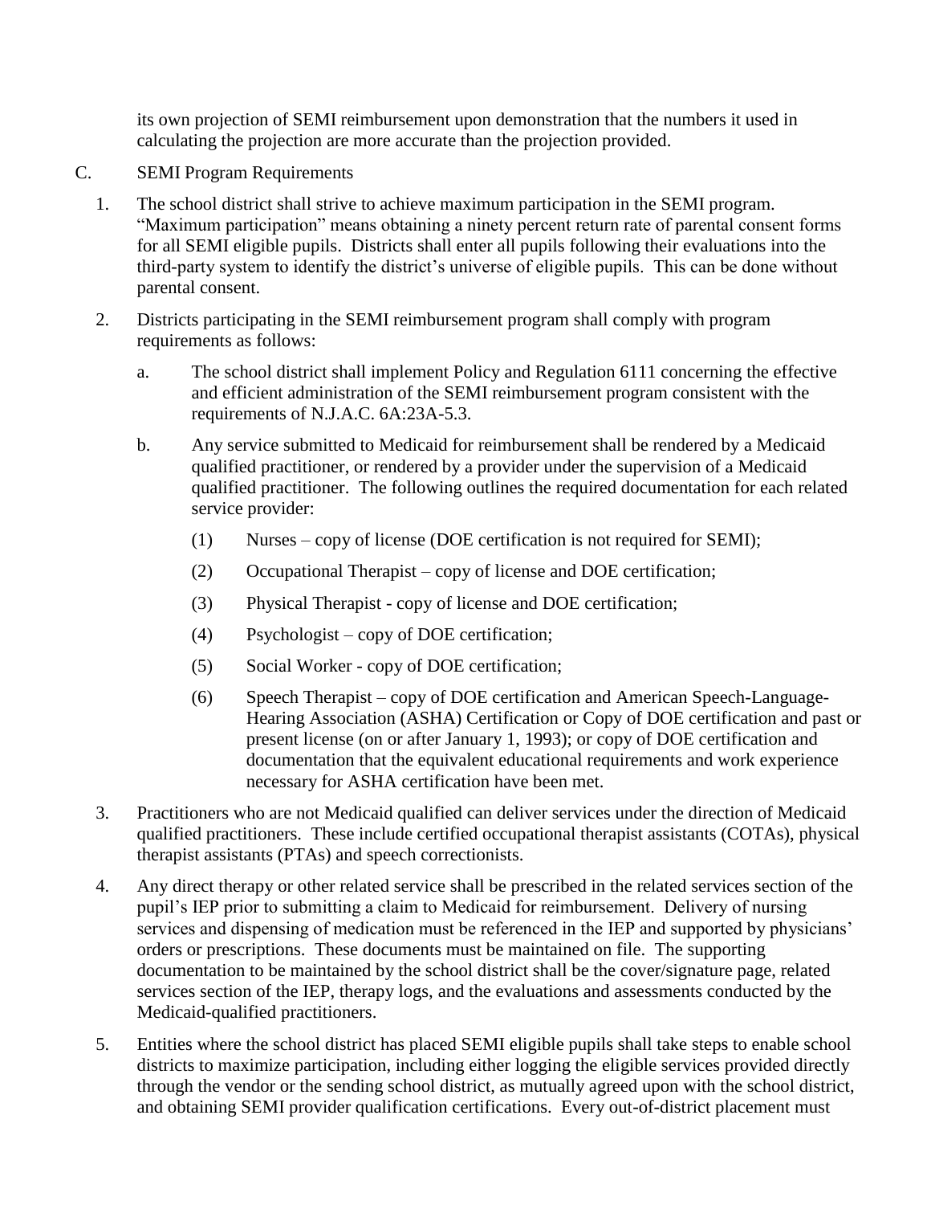its own projection of SEMI reimbursement upon demonstration that the numbers it used in calculating the projection are more accurate than the projection provided.

C. SEMI Program Requirements

1. The school district shall strive to achieve maximum participation in the SEMI program. "Maximum participation" means obtaining a ninety percent return rate of parental consent forms for all SEMI eligible pupils. Districts shall enter all pupils following their evaluations into the third-party system to identify the district's universe of eligible pupils. This can be done without parental consent.

2. Districts participating in the SEMI reimbursement program shall comply with program requirements as follows:

   a. The school district shall implement Policy and Regulation 6111 concerning the effective and efficient administration of the SEMI reimbursement program consistent with the requirements of N.J.A.C. 6A:23A-5.3.

   b. Any service submitted to Medicaid for reimbursement shall be rendered by a Medicaid qualified practitioner, or rendered by a provider under the supervision of a Medicaid qualified practitioner. The following outlines the required documentation for each related service provider:

      (1) Nurses – copy of license (DOE certification is not required for SEMI);

      (2) Occupational Therapist – copy of license and DOE certification;

      (3) Physical Therapist - copy of license and DOE certification;

      (4) Psychologist – copy of DOE certification;

      (5) Social Worker - copy of DOE certification;

      (6) Speech Therapist – copy of DOE certification and American Speech-Language-Hearing Association (ASHA) Certification or Copy of DOE certification and past or present license (on or after January 1, 1993); or copy of DOE certification and documentation that the equivalent educational requirements and work experience necessary for ASHA certification have been met.

3. Practitioners who are not Medicaid qualified can deliver services under the direction of Medicaid qualified practitioners. These include certified occupational therapist assistants (COTAs), physical therapist assistants (PTAs) and speech correctionists.

4. Any direct therapy or other related service shall be prescribed in the related services section of the pupil's IEP prior to submitting a claim to Medicaid for reimbursement. Delivery of nursing services and dispensing of medication must be referenced in the IEP and supported by physicians' orders or prescriptions. These documents must be maintained on file. The supporting documentation to be maintained by the school district shall be the cover/signature page, related services section of the IEP, therapy logs, and the evaluations and assessments conducted by the Medicaid-qualified practitioners.

5. Entities where the school district has placed SEMI eligible pupils shall take steps to enable school districts to maximize participation, including either logging the eligible services provided directly through the vendor or the sending school district, as mutually agreed upon with the school district, and obtaining SEMI provider qualification certifications. Every out-of-district placement must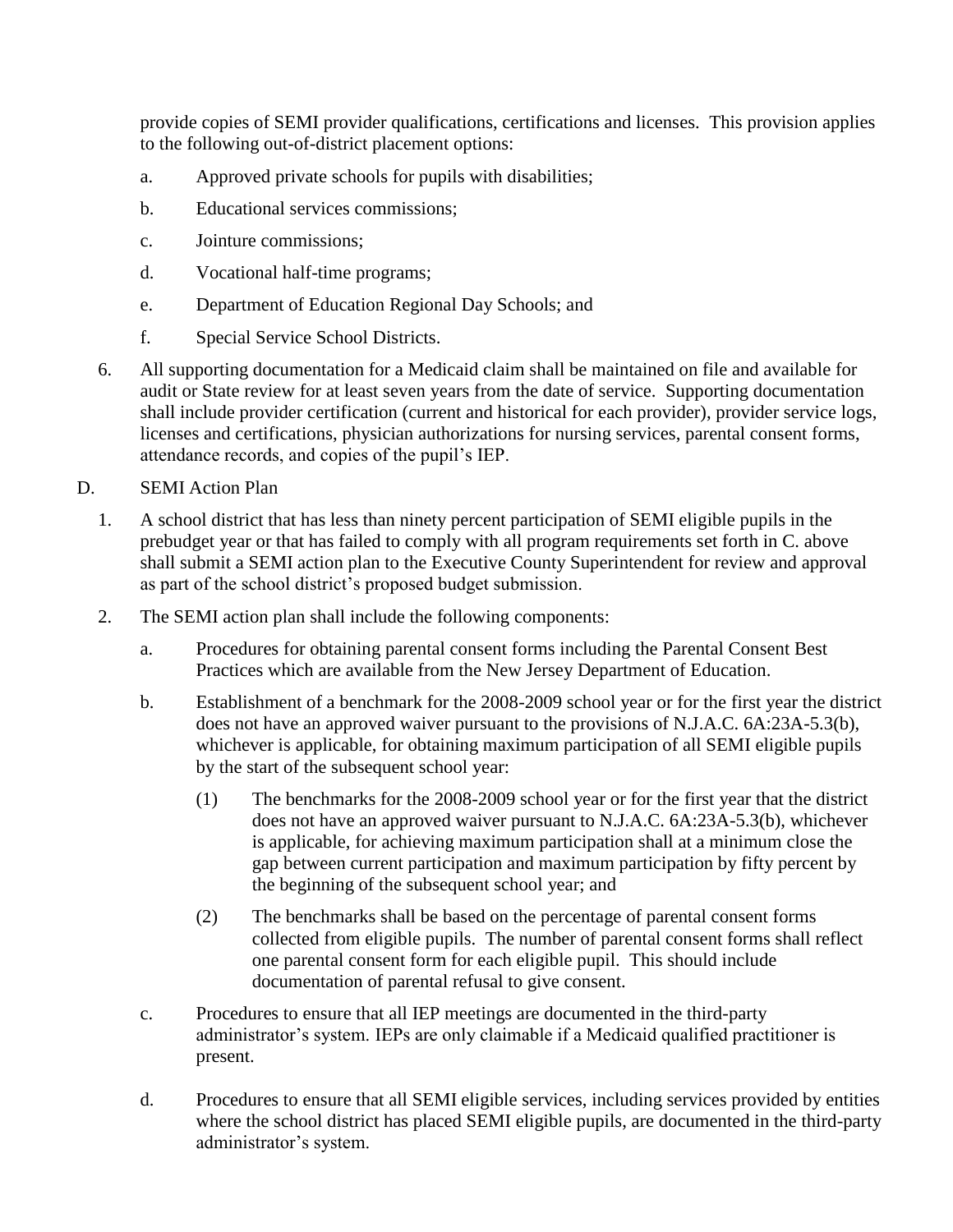provide copies of SEMI provider qualifications, certifications and licenses. This provision applies to the following out-of-district placement options:

a. Approved private schools for pupils with disabilities;

b. Educational services commissions;

c. Jointure commissions;

d. Vocational half-time programs;

e. Department of Education Regional Day Schools; and

f. Special Service School Districts.

6. All supporting documentation for a Medicaid claim shall be maintained on file and available for audit or State review for at least seven years from the date of service. Supporting documentation shall include provider certification (current and historical for each provider), provider service logs, licenses and certifications, physician authorizations for nursing services, parental consent forms, attendance records, and copies of the pupil's IEP.

D. SEMI Action Plan

1. A school district that has less than ninety percent participation of SEMI eligible pupils in the prebudget year or that has failed to comply with all program requirements set forth in C. above shall submit a SEMI action plan to the Executive County Superintendent for review and approval as part of the school district's proposed budget submission.

2. The SEMI action plan shall include the following components:

a. Procedures for obtaining parental consent forms including the Parental Consent Best Practices which are available from the New Jersey Department of Education.

b. Establishment of a benchmark for the 2008-2009 school year or for the first year the district does not have an approved waiver pursuant to the provisions of N.J.A.C. 6A:23A-5.3(b), whichever is applicable, for obtaining maximum participation of all SEMI eligible pupils by the start of the subsequent school year:

(1) The benchmarks for the 2008-2009 school year or for the first year that the district does not have an approved waiver pursuant to N.J.A.C. 6A:23A-5.3(b), whichever is applicable, for achieving maximum participation shall at a minimum close the gap between current participation and maximum participation by fifty percent by the beginning of the subsequent school year; and

(2) The benchmarks shall be based on the percentage of parental consent forms collected from eligible pupils. The number of parental consent forms shall reflect one parental consent form for each eligible pupil. This should include documentation of parental refusal to give consent.

c. Procedures to ensure that all IEP meetings are documented in the third-party administrator's system. IEPs are only claimable if a Medicaid qualified practitioner is present.

d. Procedures to ensure that all SEMI eligible services, including services provided by entities where the school district has placed SEMI eligible pupils, are documented in the third-party administrator's system.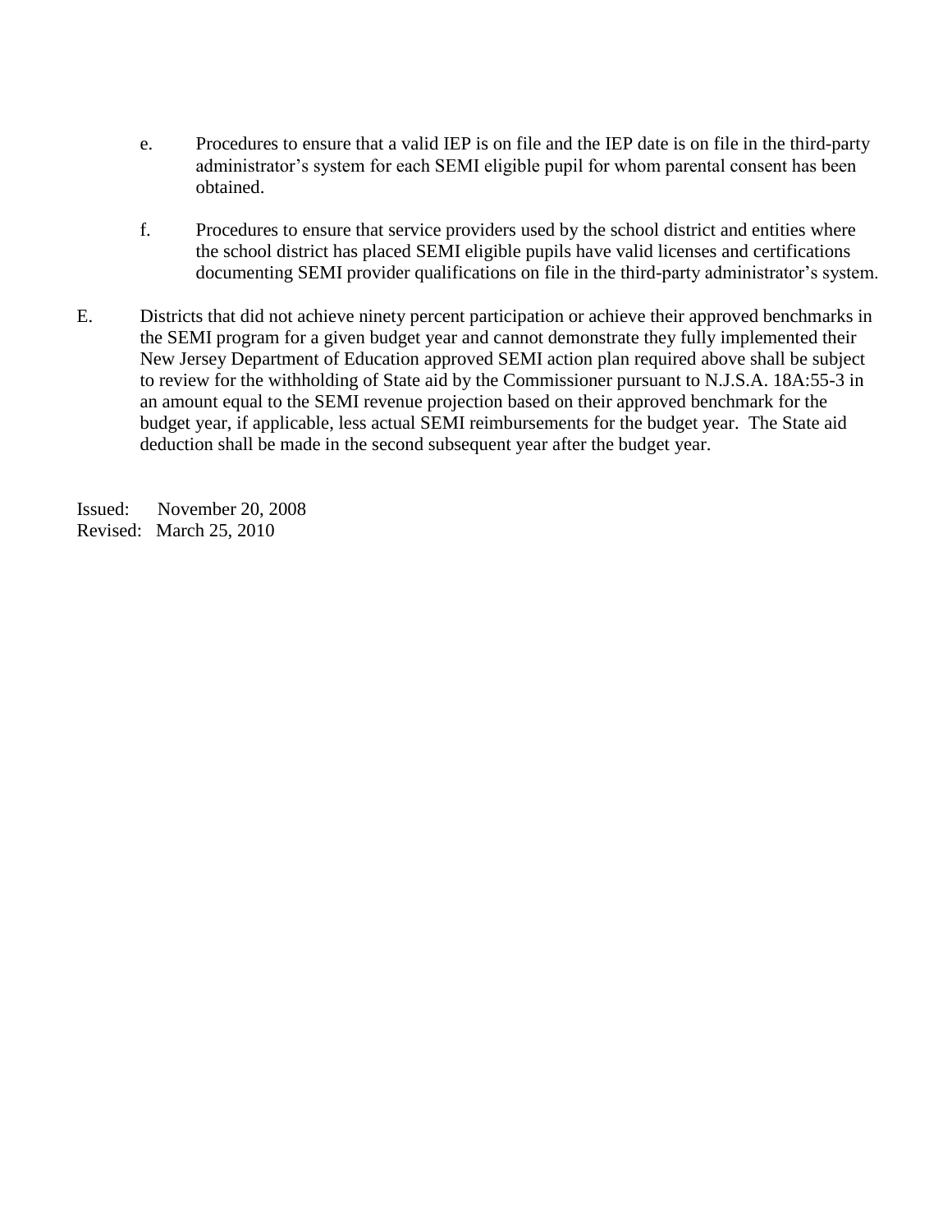e. Procedures to ensure that a valid IEP is on file and the IEP date is on file in the third-party administrator's system for each SEMI eligible pupil for whom parental consent has been obtained.

f. Procedures to ensure that service providers used by the school district and entities where the school district has placed SEMI eligible pupils have valid licenses and certifications documenting SEMI provider qualifications on file in the third-party administrator's system.

E. Districts that did not achieve ninety percent participation or achieve their approved benchmarks in the SEMI program for a given budget year and cannot demonstrate they fully implemented their New Jersey Department of Education approved SEMI action plan required above shall be subject to review for the withholding of State aid by the Commissioner pursuant to N.J.S.A. 18A:55-3 in an amount equal to the SEMI revenue projection based on their approved benchmark for the budget year, if applicable, less actual SEMI reimbursements for the budget year. The State aid deduction shall be made in the second subsequent year after the budget year.

Issued: November 20, 2008
Revised: March 25, 2010